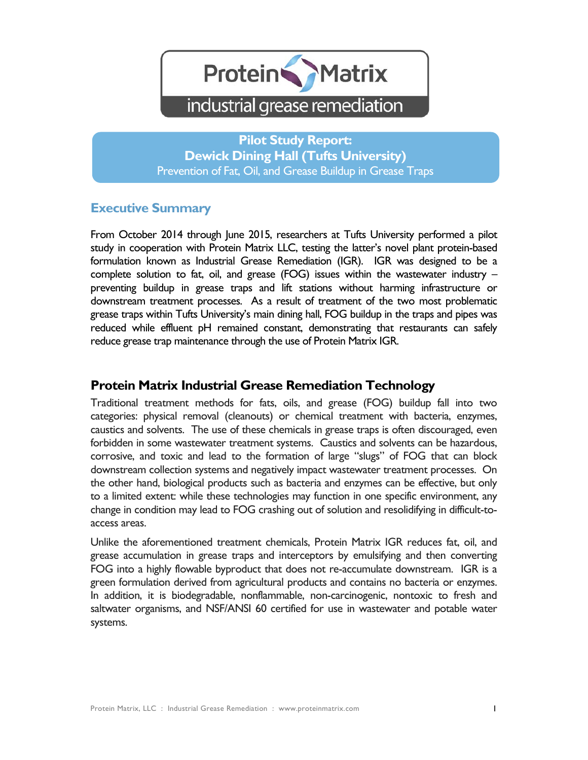# Protein Matrix

industrial grease remediation

## Pilot Study Report: Dewick Dining Hall (Tufts University)

Prevention of Fat, Oil, and Grease Buildup in Grease Traps

## Executive Summary

From October 2014 through June 2015, researchers at Tufts University performed a pilot study in cooperation with Protein Matrix LLC, testing the latter's novel plant protein-based formulation known as Industrial Grease Remediation (IGR). IGR was designed to be a complete solution to fat, oil, and grease (FOG) issues within the wastewater industry – preventing buildup in grease traps and lift stations without harming infrastructure or downstream treatment processes. As a result of treatment of the two most problematic grease traps within Tufts University's main dining hall, FOG buildup in the traps and pipes was reduced while effluent pH remained constant, demonstrating that restaurants can safely reduce grease trap maintenance through the use of Protein Matrix IGR.

## Protein Matrix Industrial Grease Remediation Technology

Traditional treatment methods for fats, oils, and grease (FOG) buildup fall into two categories: physical removal (cleanouts) or chemical treatment with bacteria, enzymes, caustics and solvents. The use of these chemicals in grease traps is often discouraged, even forbidden in some wastewater treatment systems. Caustics and solvents can be hazardous, corrosive, and toxic and lead to the formation of large "slugs" of FOG that can block downstream collection systems and negatively impact wastewater treatment processes. On the other hand, biological products such as bacteria and enzymes can be effective, but only to a limited extent: while these technologies may function in one specific environment, any change in condition may lead to FOG crashing out of solution and resolidifying in difficult-to-access areas.

Unlike the aforementioned treatment chemicals, Protein Matrix IGR reduces fat, oil, and grease accumulation in grease traps and interceptors by emulsifying and then converting FOG into a highly flowable byproduct that does not re-accumulate downstream. IGR is a green formulation derived from agricultural products and contains no bacteria or enzymes. In addition, it is biodegradable, nonflammable, non-carcinogenic, nontoxic to fresh and saltwater organisms, and NSF/ANSI 60 certified for use in wastewater and potable water systems.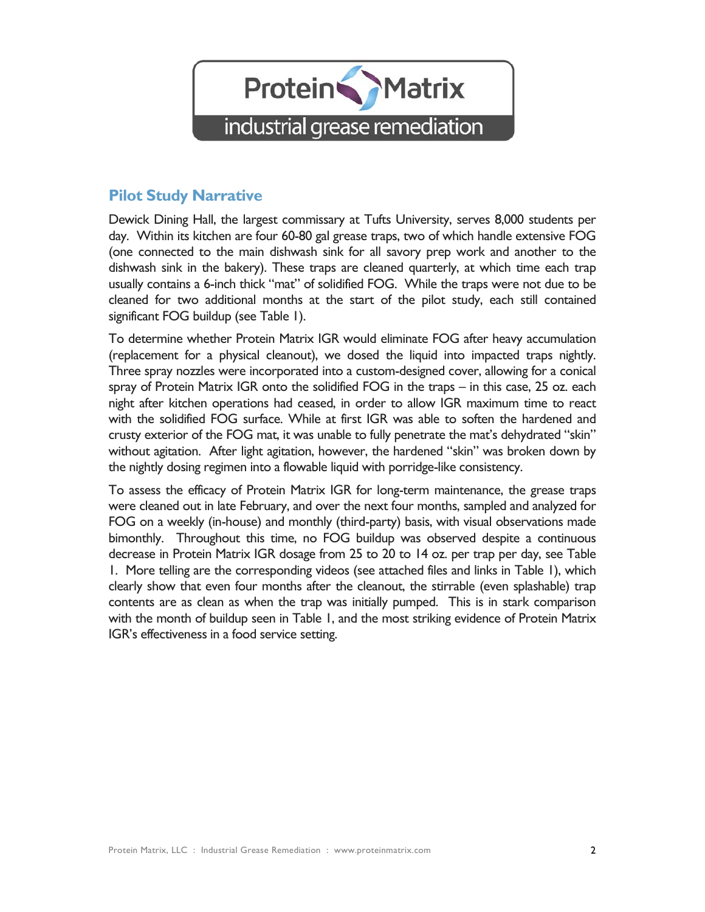## Pilot Study Narrative

Dewick Dining Hall, the largest commissary at Tufts University, serves 8,000 students per day. Within its kitchen are four 60-80 gal grease traps, two of which handle extensive FOG (one connected to the main dishwash sink for all savory prep work and another to the dishwash sink in the bakery). These traps are cleaned quarterly, at which time each trap usually contains a 6-inch thick "mat" of solidified FOG. While the traps were not due to be cleaned for two additional months at the start of the pilot study, each still contained significant FOG buildup (see Table 1).

To determine whether Protein Matrix IGR would eliminate FOG after heavy accumulation (replacement for a physical cleanout), we dosed the liquid into impacted traps nightly. Three spray nozzles were incorporated into a custom-designed cover, allowing for a conical spray of Protein Matrix IGR onto the solidified FOG in the traps – in this case, 25 oz. each night after kitchen operations had ceased, in order to allow IGR maximum time to react with the solidified FOG surface. While at first IGR was able to soften the hardened and crusty exterior of the FOG mat, it was unable to fully penetrate the mat's dehydrated "skin" without agitation. After light agitation, however, the hardened "skin" was broken down by the nightly dosing regimen into a flowable liquid with porridge-like consistency.

To assess the efficacy of Protein Matrix IGR for long-term maintenance, the grease traps were cleaned out in late February, and over the next four months, sampled and analyzed for FOG on a weekly (in-house) and monthly (third-party) basis, with visual observations made bimonthly. Throughout this time, no FOG buildup was observed despite a continuous decrease in Protein Matrix IGR dosage from 25 to 20 to 14 oz. per trap per day, see Table 1. More telling are the corresponding videos (see attached files and links in Table 1), which clearly show that even four months after the cleanout, the stirrable (even splashable) trap contents are as clean as when the trap was initially pumped. This is in stark comparison with the month of buildup seen in Table 1, and the most striking evidence of Protein Matrix IGR's effectiveness in a food service setting.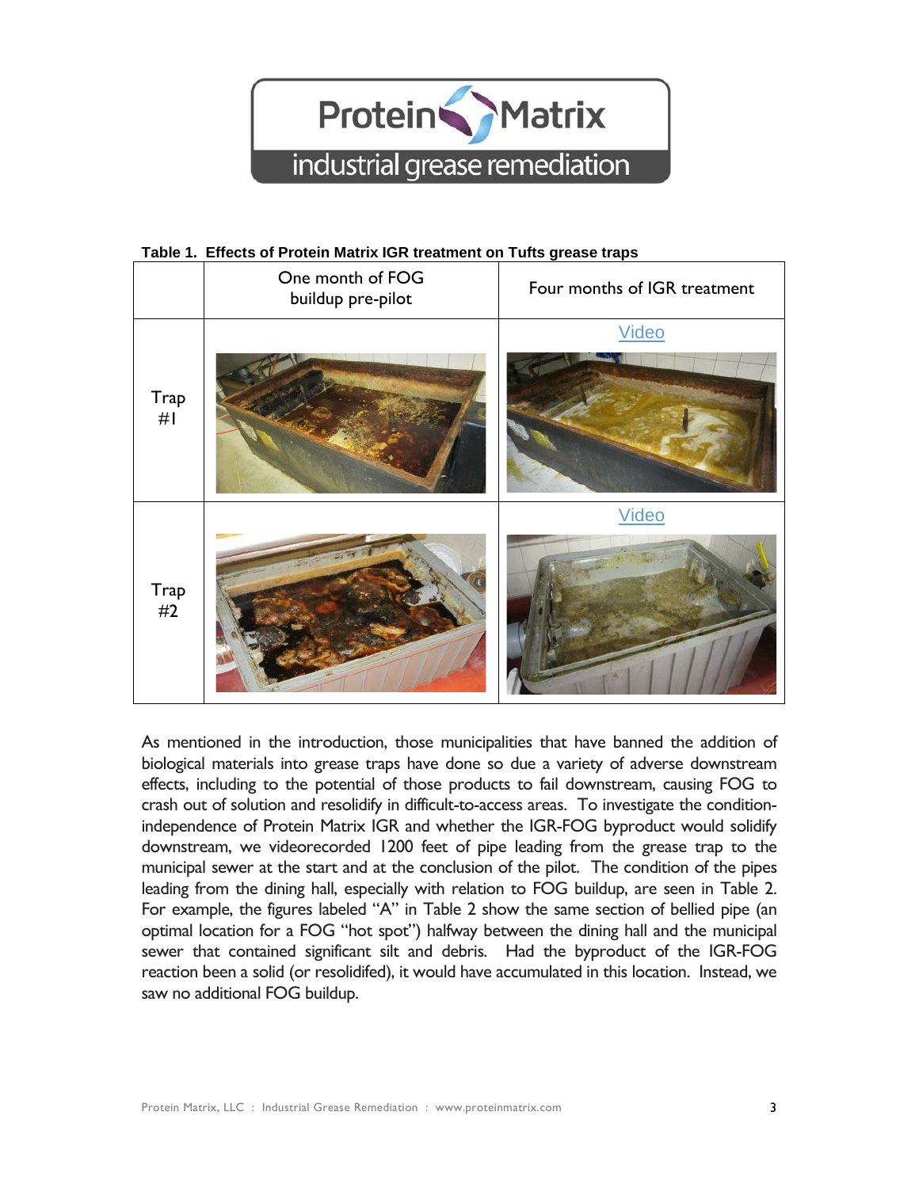**Table 1. Effects of Protein Matrix IGR treatment on Tufts grease traps**

| | One month of FOG buildup pre-pilot | Four months of IGR treatment |
|---|---|---|
| Trap #1 | | Video |
| Trap #2 | | Video |

As mentioned in the introduction, those municipalities that have banned the addition of biological materials into grease traps have done so due a variety of adverse downstream effects, including to the potential of those products to fail downstream, causing FOG to crash out of solution and resolidify in difficult-to-access areas. To investigate the condition-independence of Protein Matrix IGR and whether the IGR-FOG byproduct would solidify downstream, we videorecorded 1200 feet of pipe leading from the grease trap to the municipal sewer at the start and at the conclusion of the pilot. The condition of the pipes leading from the dining hall, especially with relation to FOG buildup, are seen in Table 2. For example, the figures labeled "A" in Table 2 show the same section of bellied pipe (an optimal location for a FOG "hot spot") halfway between the dining hall and the municipal sewer that contained significant silt and debris. Had the byproduct of the IGR-FOG reaction been a solid (or resolidifed), it would have accumulated in this location. Instead, we saw no additional FOG buildup.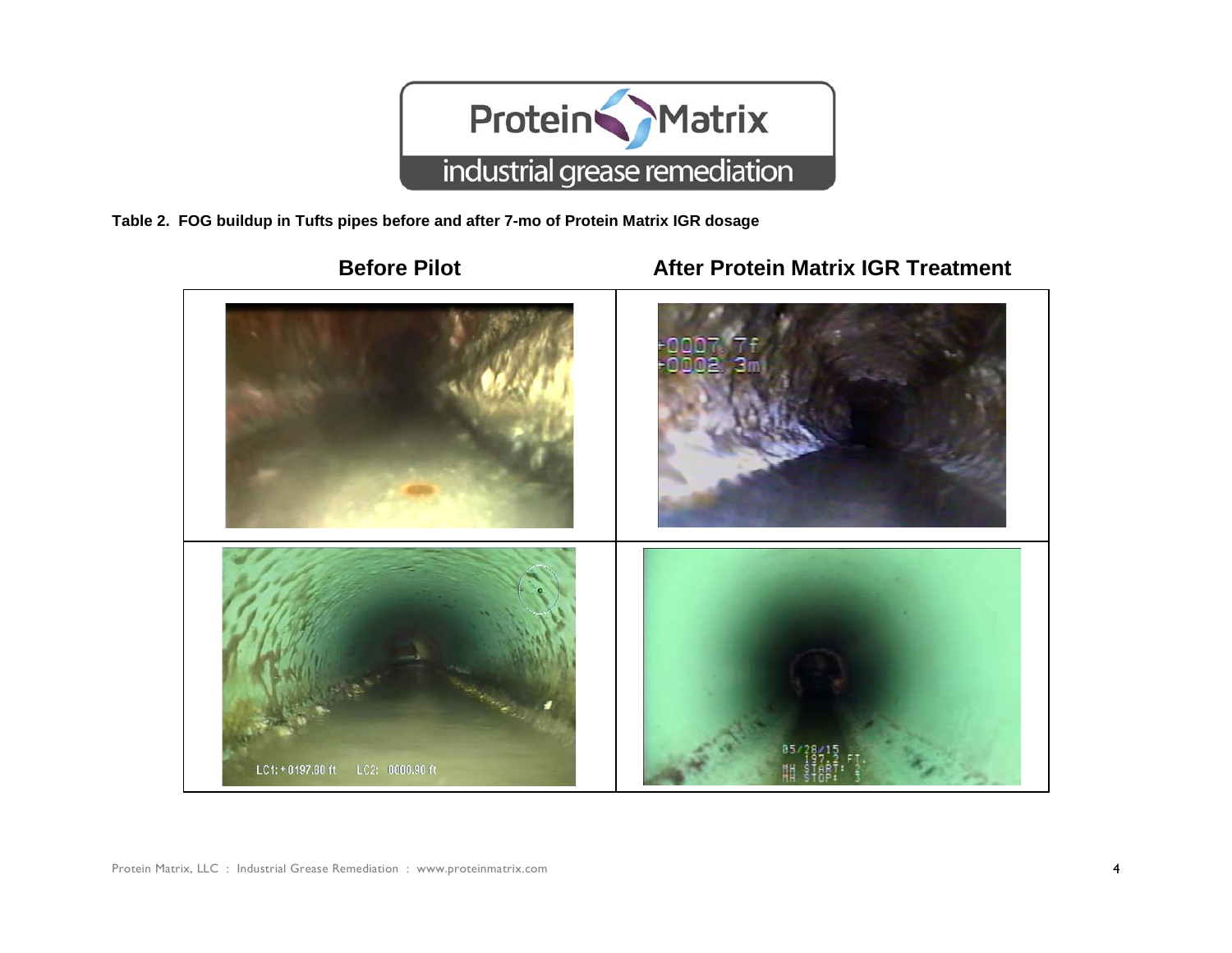**Table 2. FOG buildup in Tufts pipes before and after 7-mo of Protein Matrix IGR dosage**

| Before Pilot | After Protein Matrix IGR Treatment |
|---|---|
| | |
| | |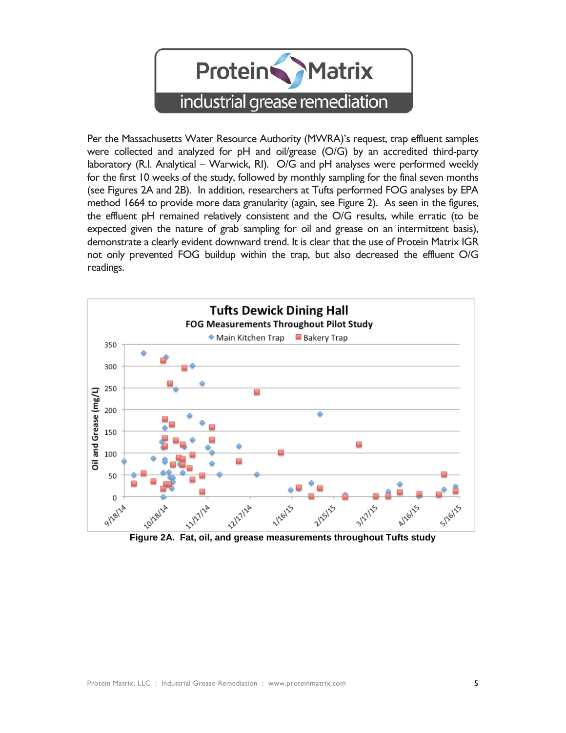Per the Massachusetts Water Resource Authority (MWRA)'s request, trap effluent samples were collected and analyzed for pH and oil/grease (O/G) by an accredited third-party laboratory (R.I. Analytical – Warwick, RI). O/G and pH analyses were performed weekly for the first 10 weeks of the study, followed by monthly sampling for the final seven months (see Figures 2A and 2B). In addition, researchers at Tufts performed FOG analyses by EPA method 1664 to provide more data granularity (again, see Figure 2). As seen in the figures, the effluent pH remained relatively consistent and the O/G results, while erratic (to be expected given the nature of grab sampling for oil and grease on an intermittent basis), demonstrate a clearly evident downward trend. It is clear that the use of Protein Matrix IGR not only prevented FOG buildup within the trap, but also decreased the effluent O/G readings.

**Figure 2A. Fat, oil, and grease measurements throughout Tufts study**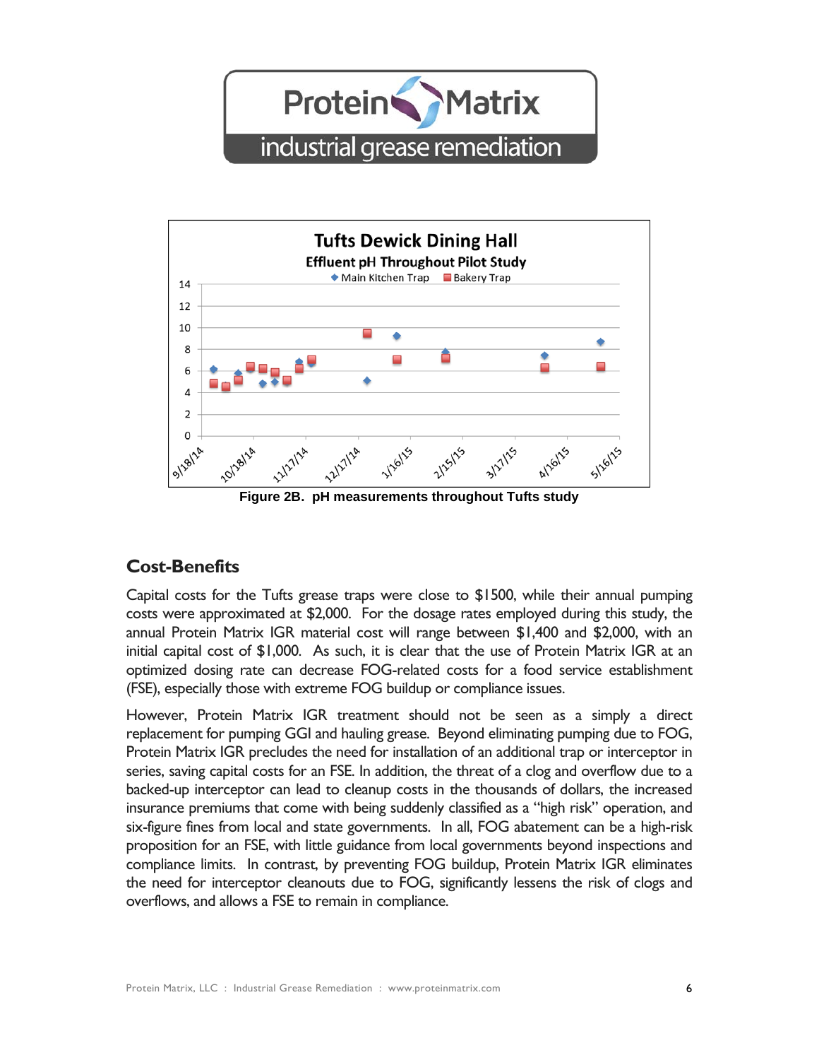Figure 2B. pH measurements throughout Tufts study

## Cost-Benefits

Capital costs for the Tufts grease traps were close to $1500, while their annual pumping costs were approximated at $2,000. For the dosage rates employed during this study, the annual Protein Matrix IGR material cost will range between $1,400 and $2,000, with an initial capital cost of $1,000. As such, it is clear that the use of Protein Matrix IGR at an optimized dosing rate can decrease FOG-related costs for a food service establishment (FSE), especially those with extreme FOG buildup or compliance issues.

However, Protein Matrix IGR treatment should not be seen as a simply a direct replacement for pumping GGI and hauling grease. Beyond eliminating pumping due to FOG, Protein Matrix IGR precludes the need for installation of an additional trap or interceptor in series, saving capital costs for an FSE. In addition, the threat of a clog and overflow due to a backed-up interceptor can lead to cleanup costs in the thousands of dollars, the increased insurance premiums that come with being suddenly classified as a "high risk" operation, and six-figure fines from local and state governments. In all, FOG abatement can be a high-risk proposition for an FSE, with little guidance from local governments beyond inspections and compliance limits. In contrast, by preventing FOG buildup, Protein Matrix IGR eliminates the need for interceptor cleanouts due to FOG, significantly lessens the risk of clogs and overflows, and allows a FSE to remain in compliance.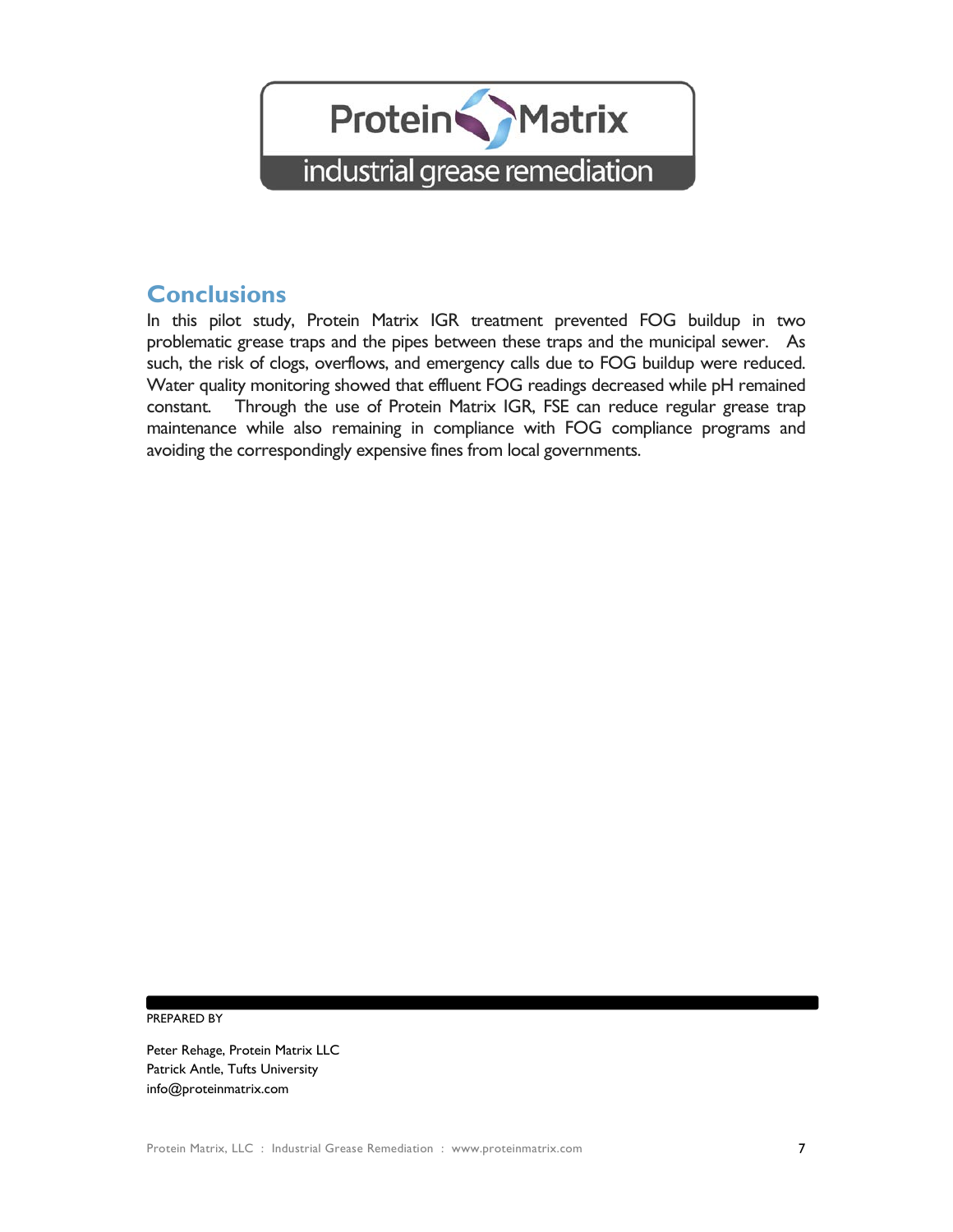## Conclusions

In this pilot study, Protein Matrix IGR treatment prevented FOG buildup in two problematic grease traps and the pipes between these traps and the municipal sewer. As such, the risk of clogs, overflows, and emergency calls due to FOG buildup were reduced. Water quality monitoring showed that effluent FOG readings decreased while pH remained constant. Through the use of Protein Matrix IGR, FSE can reduce regular grease trap maintenance while also remaining in compliance with FOG compliance programs and avoiding the correspondingly expensive fines from local governments.

PREPARED BY

Peter Rehage, Protein Matrix LLC
Patrick Antle, Tufts University
info@proteinmatrix.com